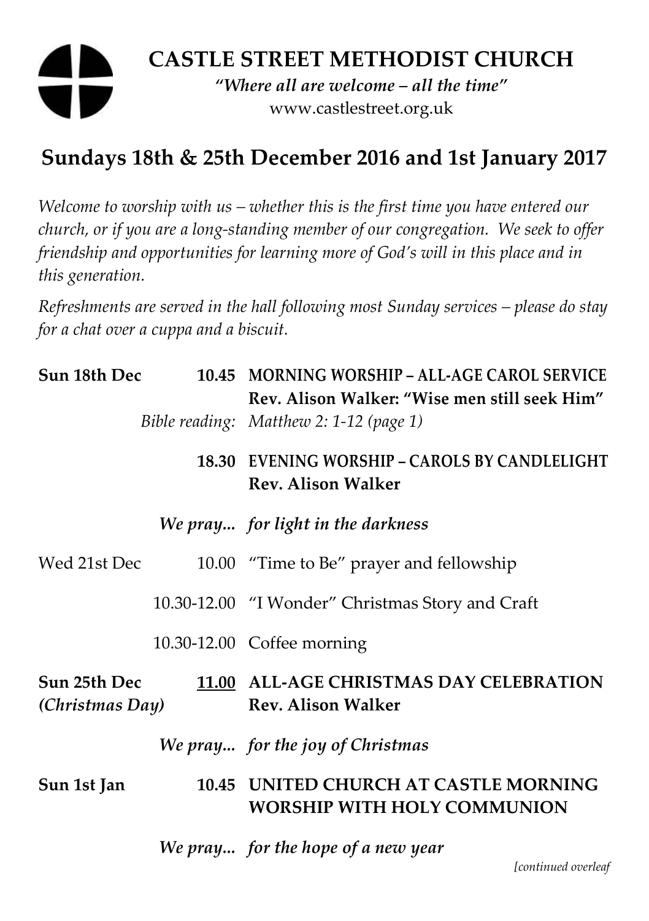# CASTLE STREET METHODIST CHURCH

*"Where all are welcome – all the time"*

www.castlestreet.org.uk

## Sundays 18th & 25th December 2016 and 1st January 2017

*Welcome to worship with us – whether this is the first time you have entered our church, or if you are a long-standing member of our congregation. We seek to offer friendship and opportunities for learning more of God's will in this place and in this generation.*

*Refreshments are served in the hall following most Sunday services – please do stay for a chat over a cuppa and a biscuit.*

**Sun 18th Dec** — **10.45** MORNING WORSHIP – ALL-AGE CAROL SERVICE
**Rev. Alison Walker: "Wise men still seek Him"**
*Bible reading: Matthew 2: 1-12 (page 1)*

**18.30** EVENING WORSHIP – CAROLS BY CANDLELIGHT
**Rev. Alison Walker**

***We pray... for light in the darkness***

Wed 21st Dec — 10.00 "Time to Be" prayer and fellowship

10.30-12.00 "I Wonder" Christmas Story and Craft

10.30-12.00 Coffee morning

**Sun 25th Dec *(Christmas Day)*** — **<u>11.00</u> ALL-AGE CHRISTMAS DAY CELEBRATION**
**Rev. Alison Walker**

***We pray... for the joy of Christmas***

**Sun 1st Jan** — **10.45 UNITED CHURCH AT CASTLE MORNING WORSHIP WITH HOLY COMMUNION**

***We pray... for the hope of a new year***

*[continued overleaf*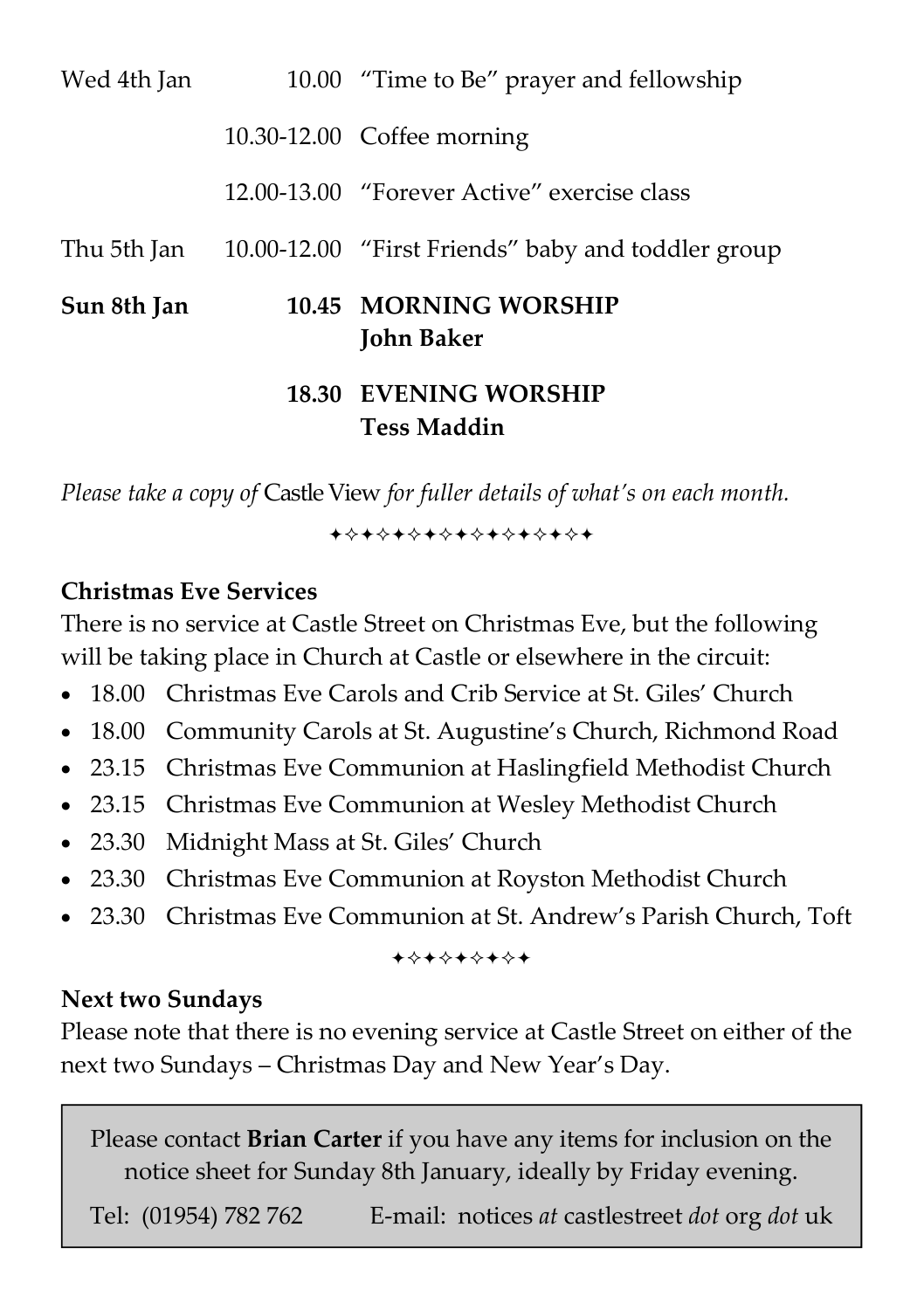| | | |
|---|---|---|
| Wed 4th Jan | 10.00 | "Time to Be" prayer and fellowship |
| | 10.30-12.00 | Coffee morning |
| | 12.00-13.00 | "Forever Active" exercise class |
| Thu 5th Jan | 10.00-12.00 | "First Friends" baby and toddler group |
| **Sun 8th Jan** | **10.45** | **MORNING WORSHIP**<br>**John Baker** |
| | **18.30** | **EVENING WORSHIP**<br>**Tess Maddin** |

*Please take a copy of* Castle View *for fuller details of what's on each month.*

✦✧✦✧✦✧✦✧✦✧✦✧✦✧✦✧✦

**Christmas Eve Services**

There is no service at Castle Street on Christmas Eve, but the following will be taking place in Church at Castle or elsewhere in the circuit:

- 18.00 Christmas Eve Carols and Crib Service at St. Giles' Church
- 18.00 Community Carols at St. Augustine's Church, Richmond Road
- 23.15 Christmas Eve Communion at Haslingfield Methodist Church
- 23.15 Christmas Eve Communion at Wesley Methodist Church
- 23.30 Midnight Mass at St. Giles' Church
- 23.30 Christmas Eve Communion at Royston Methodist Church
- 23.30 Christmas Eve Communion at St. Andrew's Parish Church, Toft

✦✧✦✧✦✧✦✧✦

**Next two Sundays**

Please note that there is no evening service at Castle Street on either of the next two Sundays – Christmas Day and New Year's Day.

Please contact **Brian Carter** if you have any items for inclusion on the notice sheet for Sunday 8th January, ideally by Friday evening.

Tel: (01954) 782 762 E-mail: notices *at* castlestreet *dot* org *dot* uk